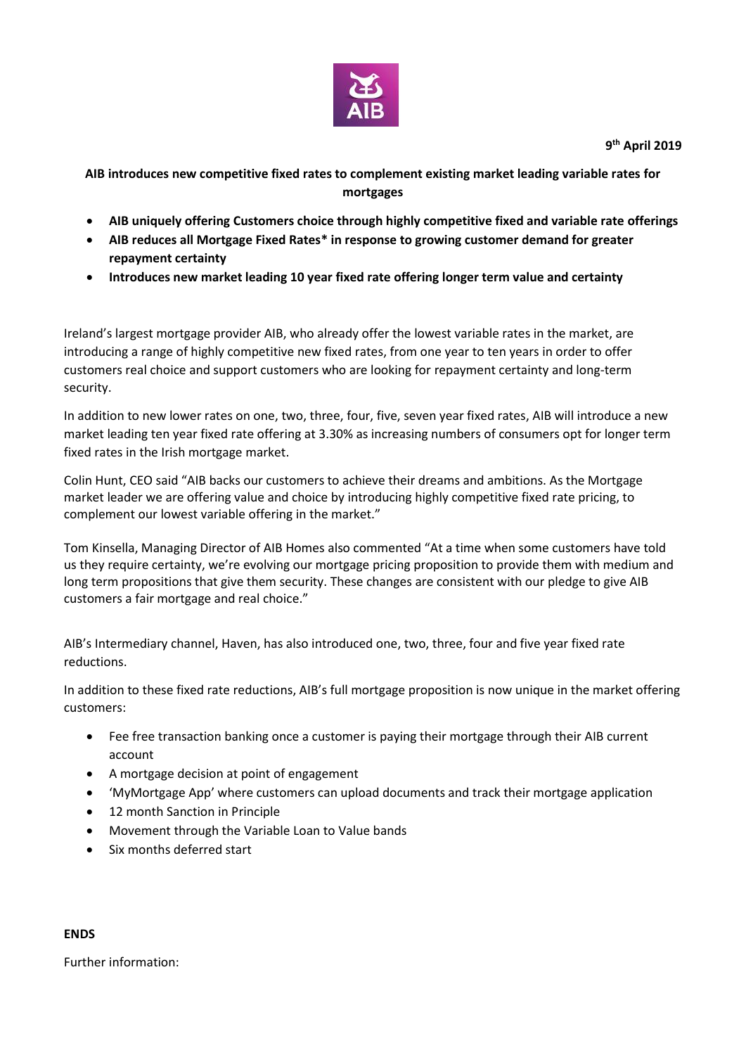**9th April 2019**

**AIB introduces new competitive fixed rates to complement existing market leading variable rates for mortgages**

- **AIB uniquely offering Customers choice through highly competitive fixed and variable rate offerings**
- **AIB reduces all Mortgage Fixed Rates* in response to growing customer demand for greater repayment certainty**
- **Introduces new market leading 10 year fixed rate offering longer term value and certainty**

Ireland's largest mortgage provider AIB, who already offer the lowest variable rates in the market, are introducing a range of highly competitive new fixed rates, from one year to ten years in order to offer customers real choice and support customers who are looking for repayment certainty and long-term security.

In addition to new lower rates on one, two, three, four, five, seven year fixed rates, AIB will introduce a new market leading ten year fixed rate offering at 3.30% as increasing numbers of consumers opt for longer term fixed rates in the Irish mortgage market.

Colin Hunt, CEO said "AIB backs our customers to achieve their dreams and ambitions. As the Mortgage market leader we are offering value and choice by introducing highly competitive fixed rate pricing, to complement our lowest variable offering in the market."

Tom Kinsella, Managing Director of AIB Homes also commented "At a time when some customers have told us they require certainty, we're evolving our mortgage pricing proposition to provide them with medium and long term propositions that give them security. These changes are consistent with our pledge to give AIB customers a fair mortgage and real choice."

AIB's Intermediary channel, Haven, has also introduced one, two, three, four and five year fixed rate reductions.

In addition to these fixed rate reductions, AIB's full mortgage proposition is now unique in the market offering customers:

- Fee free transaction banking once a customer is paying their mortgage through their AIB current account
- A mortgage decision at point of engagement
- 'MyMortgage App' where customers can upload documents and track their mortgage application
- 12 month Sanction in Principle
- Movement through the Variable Loan to Value bands
- Six months deferred start

**ENDS**

Further information: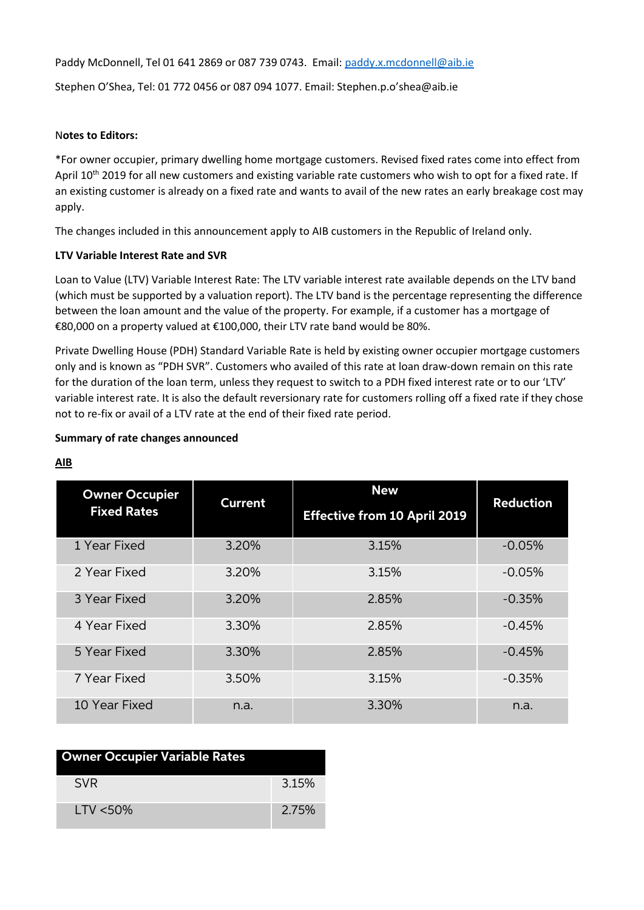Paddy McDonnell, Tel 01 641 2869 or 087 739 0743. Email: paddy.x.mcdonnell@aib.ie

Stephen O'Shea, Tel: 01 772 0456 or 087 094 1077. Email: Stephen.p.o'shea@aib.ie

**Notes to Editors:**

*For owner occupier, primary dwelling home mortgage customers. Revised fixed rates come into effect from April 10th 2019 for all new customers and existing variable rate customers who wish to opt for a fixed rate. If an existing customer is already on a fixed rate and wants to avail of the new rates an early breakage cost may apply.

The changes included in this announcement apply to AIB customers in the Republic of Ireland only.

**LTV Variable Interest Rate and SVR**

Loan to Value (LTV) Variable Interest Rate: The LTV variable interest rate available depends on the LTV band (which must be supported by a valuation report). The LTV band is the percentage representing the difference between the loan amount and the value of the property. For example, if a customer has a mortgage of €80,000 on a property valued at €100,000, their LTV rate band would be 80%.

Private Dwelling House (PDH) Standard Variable Rate is held by existing owner occupier mortgage customers only and is known as "PDH SVR". Customers who availed of this rate at loan draw-down remain on this rate for the duration of the loan term, unless they request to switch to a PDH fixed interest rate or to our 'LTV' variable interest rate. It is also the default reversionary rate for customers rolling off a fixed rate if they chose not to re-fix or avail of a LTV rate at the end of their fixed rate period.

**Summary of rate changes announced**

**AIB**

| Owner Occupier Fixed Rates | Current | New Effective from 10 April 2019 | Reduction |
|---|---|---|---|
| 1 Year Fixed | 3.20% | 3.15% | -0.05% |
| 2 Year Fixed | 3.20% | 3.15% | -0.05% |
| 3 Year Fixed | 3.20% | 2.85% | -0.35% |
| 4 Year Fixed | 3.30% | 2.85% | -0.45% |
| 5 Year Fixed | 3.30% | 2.85% | -0.45% |
| 7 Year Fixed | 3.50% | 3.15% | -0.35% |
| 10 Year Fixed | n.a. | 3.30% | n.a. |

| Owner Occupier Variable Rates | |
|---|---|
| SVR | 3.15% |
| LTV <50% | 2.75% |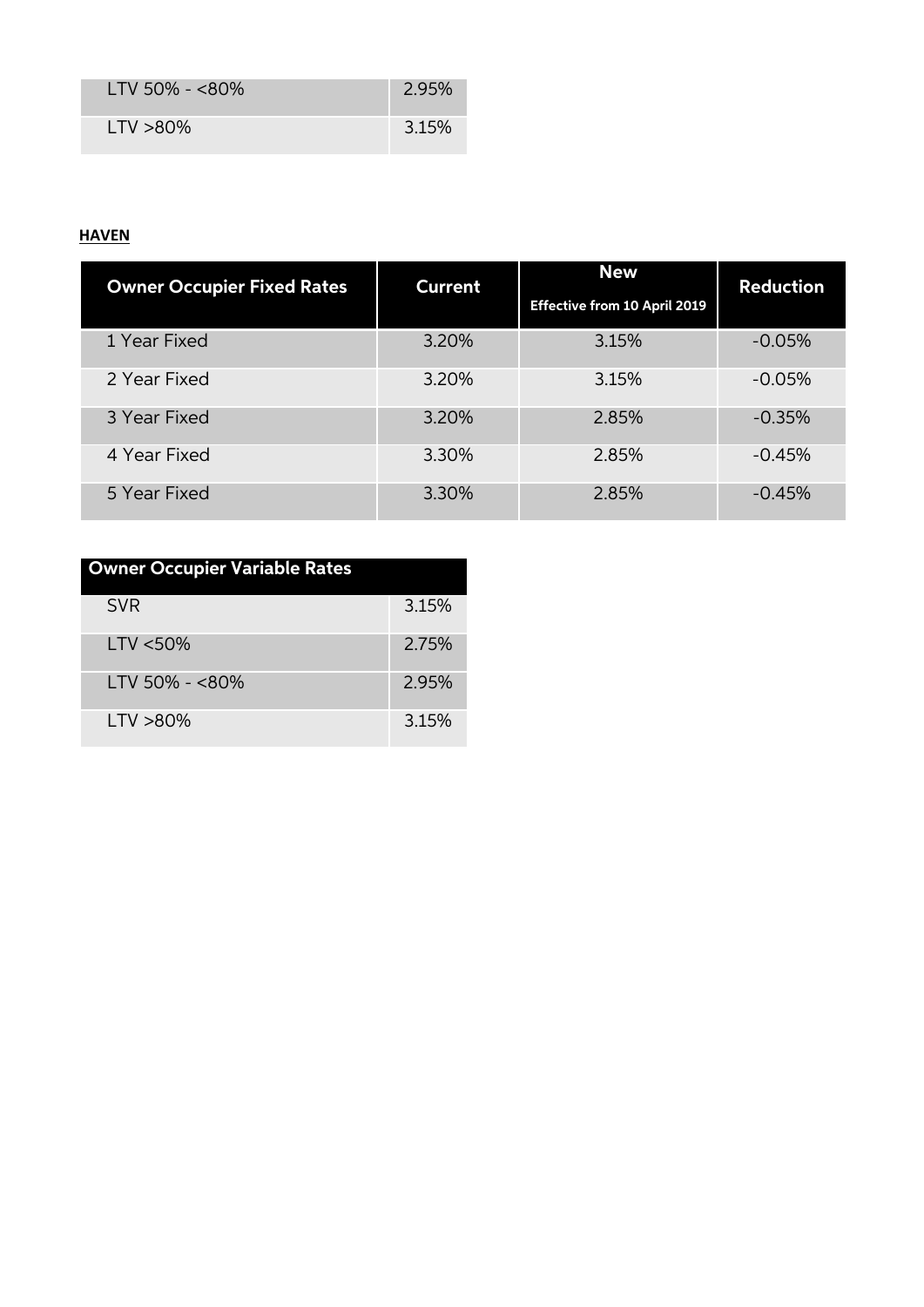| | |
|---|---|
| LTV 50% - <80% | 2.95% |
| LTV >80% | 3.15% |

**HAVEN**

| Owner Occupier Fixed Rates | Current | New Effective from 10 April 2019 | Reduction |
|---|---|---|---|
| 1 Year Fixed | 3.20% | 3.15% | -0.05% |
| 2 Year Fixed | 3.20% | 3.15% | -0.05% |
| 3 Year Fixed | 3.20% | 2.85% | -0.35% |
| 4 Year Fixed | 3.30% | 2.85% | -0.45% |
| 5 Year Fixed | 3.30% | 2.85% | -0.45% |

| Owner Occupier Variable Rates | |
|---|---|
| SVR | 3.15% |
| LTV <50% | 2.75% |
| LTV 50% - <80% | 2.95% |
| LTV >80% | 3.15% |